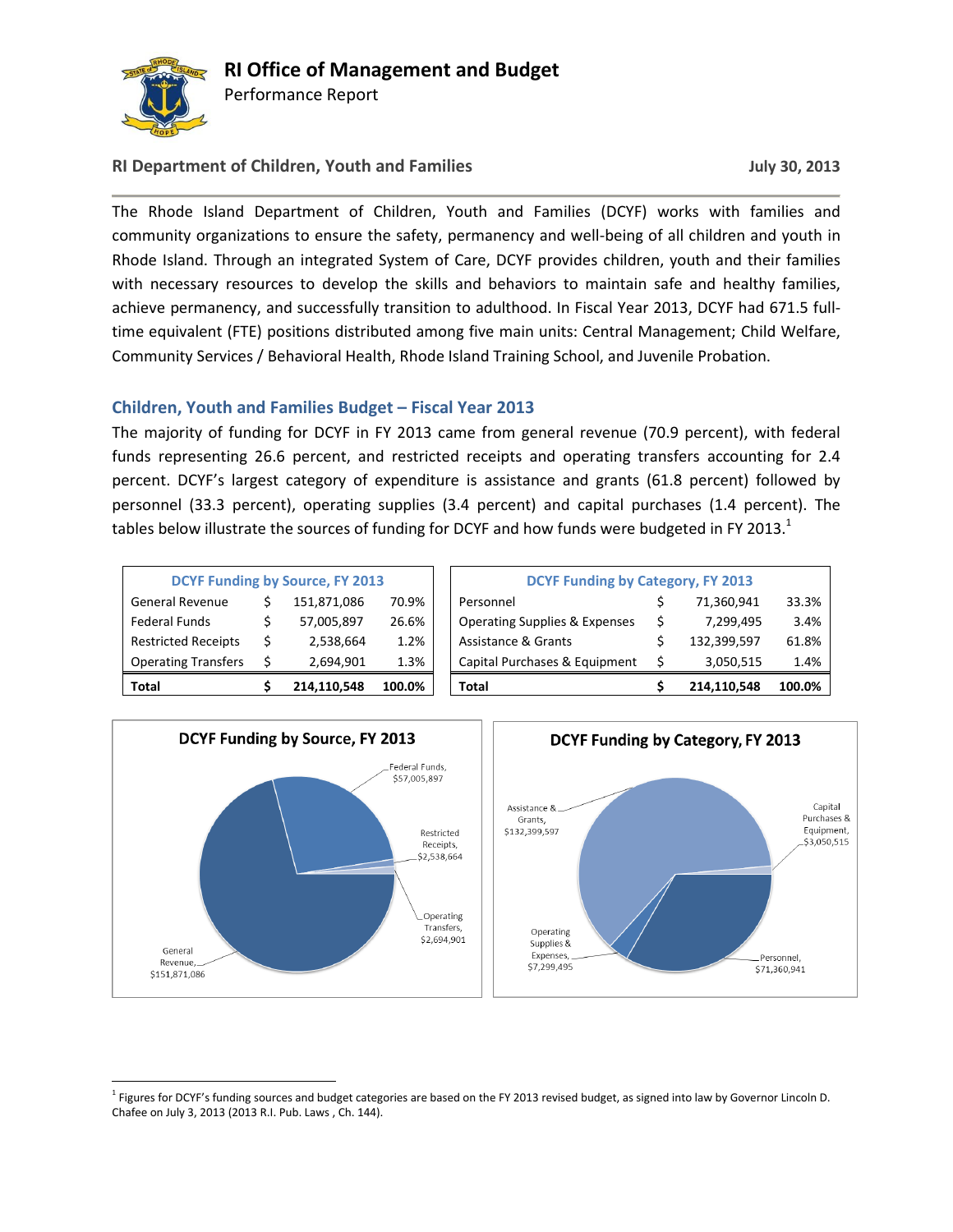# RI Office of Management and Budget

Performance Report

**RI Department of Children, Youth and Families** **July 30, 2013**

The Rhode Island Department of Children, Youth and Families (DCYF) works with families and community organizations to ensure the safety, permanency and well-being of all children and youth in Rhode Island. Through an integrated System of Care, DCYF provides children, youth and their families with necessary resources to develop the skills and behaviors to maintain safe and healthy families, achieve permanency, and successfully transition to adulthood. In Fiscal Year 2013, DCYF had 671.5 full-time equivalent (FTE) positions distributed among five main units: Central Management; Child Welfare, Community Services / Behavioral Health, Rhode Island Training School, and Juvenile Probation.

## Children, Youth and Families Budget – Fiscal Year 2013

The majority of funding for DCYF in FY 2013 came from general revenue (70.9 percent), with federal funds representing 26.6 percent, and restricted receipts and operating transfers accounting for 2.4 percent. DCYF's largest category of expenditure is assistance and grants (61.8 percent) followed by personnel (33.3 percent), operating supplies (3.4 percent) and capital purchases (1.4 percent). The tables below illustrate the sources of funding for DCYF and how funds were budgeted in FY 2013.[1]

| DCYF Funding by Source, FY 2013 | | | |
|---|---|---|---|
| General Revenue | $ | 151,871,086 | 70.9% |
| Federal Funds | $ | 57,005,897 | 26.6% |
| Restricted Receipts | $ | 2,538,664 | 1.2% |
| Operating Transfers | $ | 2,694,901 | 1.3% |
| **Total** | **$** | **214,110,548** | **100.0%** |

| DCYF Funding by Category, FY 2013 | | | |
|---|---|---|---|
| Personnel | $ | 71,360,941 | 33.3% |
| Operating Supplies & Expenses | $ | 7,299,495 | 3.4% |
| Assistance & Grants | $ | 132,399,597 | 61.8% |
| Capital Purchases & Equipment | $ | 3,050,515 | 1.4% |
| **Total** | **$** | **214,110,548** | **100.0%** |

**DCYF Funding by Source, FY 2013**

General Revenue, $151,871,086; Federal Funds, $57,005,897; Restricted Receipts, $2,538,664; Operating Transfers, $2,694,901

**DCYF Funding by Category, FY 2013**

Assistance & Grants, $132,399,597; Capital Purchases & Equipment, $3,050,515; Operating Supplies & Expenses, $7,299,495; Personnel, $71,360,941

[1] Figures for DCYF's funding sources and budget categories are based on the FY 2013 revised budget, as signed into law by Governor Lincoln D. Chafee on July 3, 2013 (2013 R.I. Pub. Laws , Ch. 144).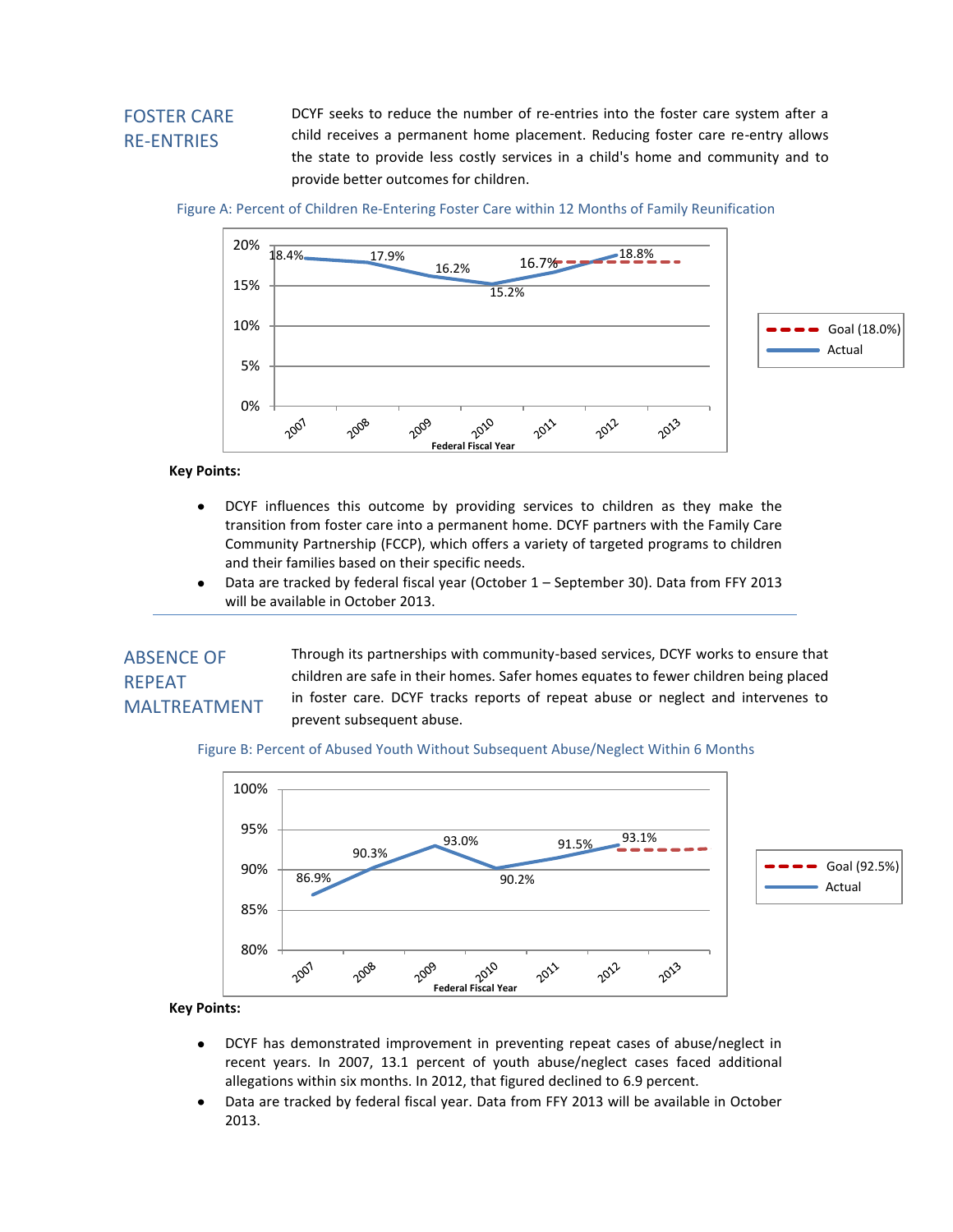## FOSTER CARE RE-ENTRIES

DCYF seeks to reduce the number of re-entries into the foster care system after a child receives a permanent home placement. Reducing foster care re-entry allows the state to provide less costly services in a child's home and community and to provide better outcomes for children.

Figure A: Percent of Children Re-Entering Foster Care within 12 Months of Family Reunification

| Federal Fiscal Year | Actual | Goal (18.0%) |
|---|---|---|
| 2007 | 18.4% | |
| 2008 | 17.9% | |
| 2009 | 16.2% | |
| 2010 | 15.2% | |
| 2011 | 16.7% | 18.0% |
| 2012 | 18.8% | 18.0% |
| 2013 | | 18.0% |

**Key Points:**

- DCYF influences this outcome by providing services to children as they make the transition from foster care into a permanent home. DCYF partners with the Family Care Community Partnership (FCCP), which offers a variety of targeted programs to children and their families based on their specific needs.
- Data are tracked by federal fiscal year (October 1 – September 30). Data from FFY 2013 will be available in October 2013.

---

## ABSENCE OF REPEAT MALTREATMENT

Through its partnerships with community-based services, DCYF works to ensure that children are safe in their homes. Safer homes equates to fewer children being placed in foster care. DCYF tracks reports of repeat abuse or neglect and intervenes to prevent subsequent abuse.

Figure B: Percent of Abused Youth Without Subsequent Abuse/Neglect Within 6 Months

| Federal Fiscal Year | Actual | Goal (92.5%) |
|---|---|---|
| 2007 | 86.9% | |
| 2008 | 90.3% | |
| 2009 | 93.0% | |
| 2010 | 90.2% | |
| 2011 | 91.5% | |
| 2012 | 93.1% | 92.5% |
| 2013 | | 92.5% |

**Key Points:**

- DCYF has demonstrated improvement in preventing repeat cases of abuse/neglect in recent years. In 2007, 13.1 percent of youth abuse/neglect cases faced additional allegations within six months. In 2012, that figured declined to 6.9 percent.
- Data are tracked by federal fiscal year. Data from FFY 2013 will be available in October 2013.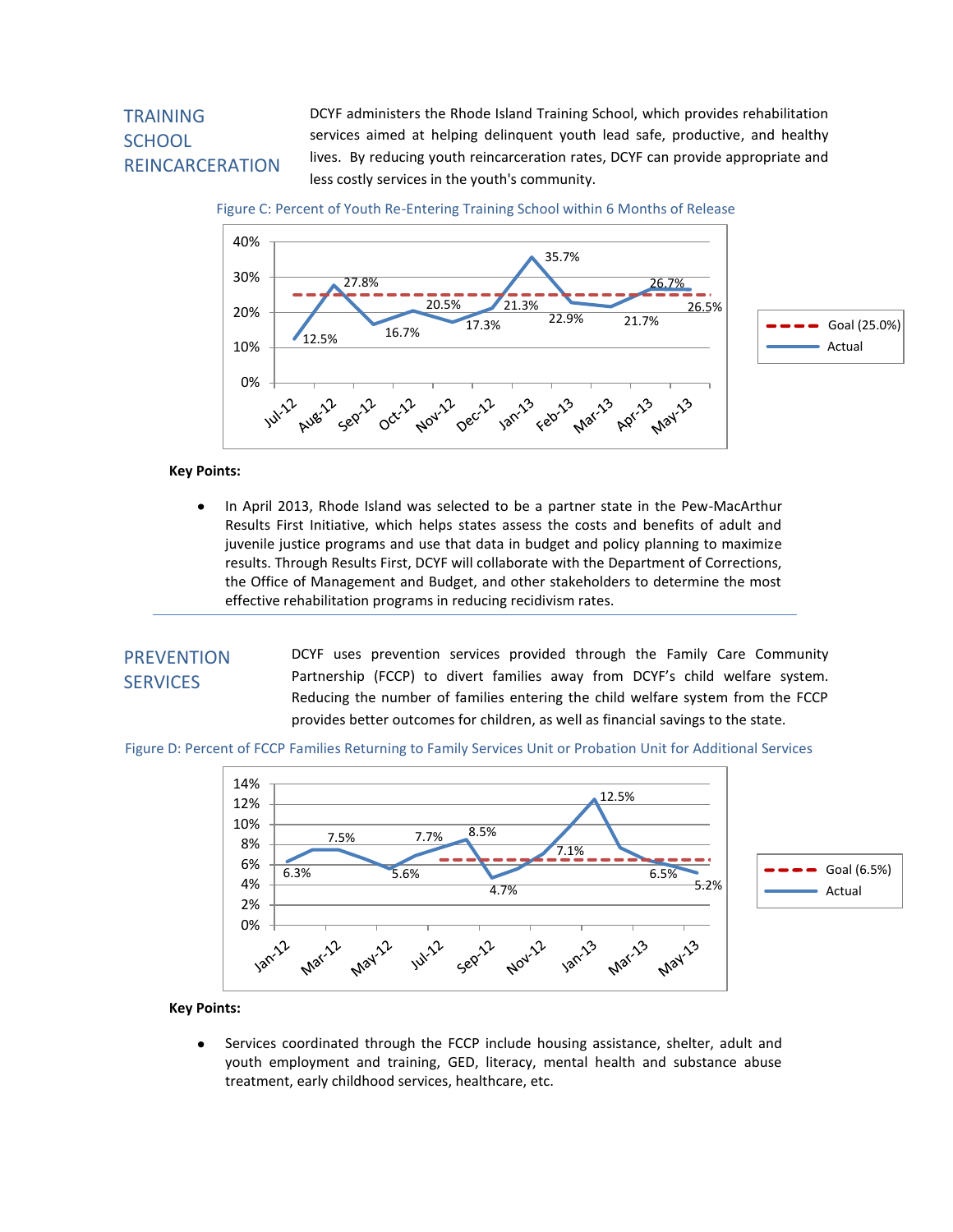## TRAINING SCHOOL REINCARCERATION

DCYF administers the Rhode Island Training School, which provides rehabilitation services aimed at helping delinquent youth lead safe, productive, and healthy lives. By reducing youth reincarceration rates, DCYF can provide appropriate and less costly services in the youth's community.

Figure C: Percent of Youth Re-Entering Training School within 6 Months of Release

| Month | Actual | Goal |
|---|---|---|
| Jul-12 | 12.5% | 25.0% |
| Aug-12 | 27.8% | 25.0% |
| Sep-12 | 16.7% | 25.0% |
| Oct-12 | 20.5% | 25.0% |
| Nov-12 | 17.3% | 25.0% |
| Dec-12 | 21.3% | 25.0% |
| Jan-13 | 35.7% | 25.0% |
| Feb-13 | 22.9% | 25.0% |
| Mar-13 | 21.7% | 25.0% |
| Apr-13 | 26.7% | 25.0% |
| May-13 | 26.5% | 25.0% |

**Key Points:**

- In April 2013, Rhode Island was selected to be a partner state in the Pew-MacArthur Results First Initiative, which helps states assess the costs and benefits of adult and juvenile justice programs and use that data in budget and policy planning to maximize results. Through Results First, DCYF will collaborate with the Department of Corrections, the Office of Management and Budget, and other stakeholders to determine the most effective rehabilitation programs in reducing recidivism rates.

## PREVENTION SERVICES

DCYF uses prevention services provided through the Family Care Community Partnership (FCCP) to divert families away from DCYF's child welfare system. Reducing the number of families entering the child welfare system from the FCCP provides better outcomes for children, as well as financial savings to the state.

Figure D: Percent of FCCP Families Returning to Family Services Unit or Probation Unit for Additional Services

Goal (6.5%); Actual. Labeled values: 6.3%, 7.5%, 5.6%, 7.7%, 8.5%, 4.7%, 7.1%, 12.5%, 6.5%, 5.2% (Jan-12 through May-13)

**Key Points:**

- Services coordinated through the FCCP include housing assistance, shelter, adult and youth employment and training, GED, literacy, mental health and substance abuse treatment, early childhood services, healthcare, etc.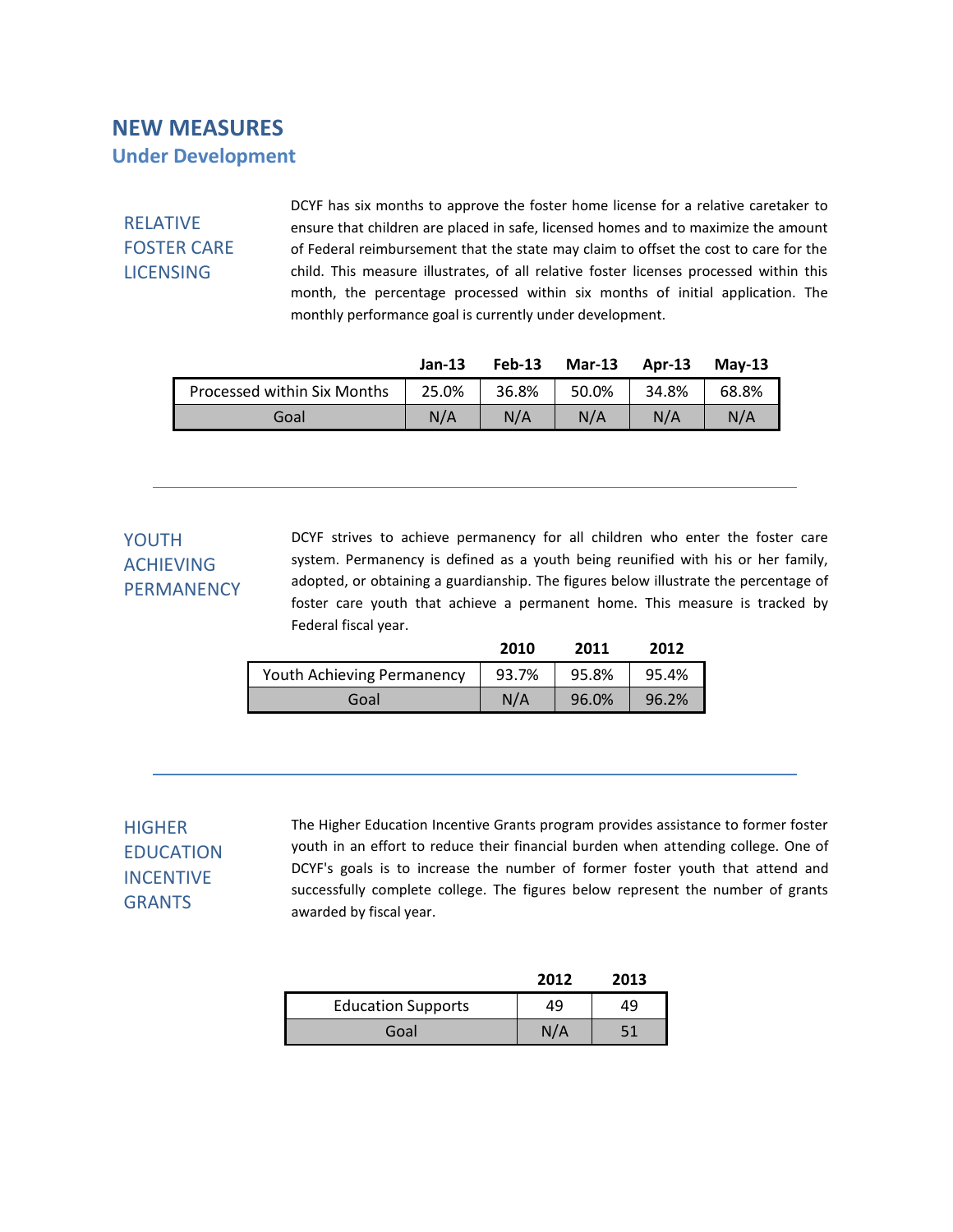# NEW MEASURES

## Under Development

### RELATIVE FOSTER CARE LICENSING

DCYF has six months to approve the foster home license for a relative caretaker to ensure that children are placed in safe, licensed homes and to maximize the amount of Federal reimbursement that the state may claim to offset the cost to care for the child. This measure illustrates, of all relative foster licenses processed within this month, the percentage processed within six months of initial application. The monthly performance goal is currently under development.

| | Jan-13 | Feb-13 | Mar-13 | Apr-13 | May-13 |
|---|---|---|---|---|---|
| Processed within Six Months | 25.0% | 36.8% | 50.0% | 34.8% | 68.8% |
| Goal | N/A | N/A | N/A | N/A | N/A |

### YOUTH ACHIEVING PERMANENCY

DCYF strives to achieve permanency for all children who enter the foster care system. Permanency is defined as a youth being reunified with his or her family, adopted, or obtaining a guardianship. The figures below illustrate the percentage of foster care youth that achieve a permanent home. This measure is tracked by Federal fiscal year.

| | 2010 | 2011 | 2012 |
|---|---|---|---|
| Youth Achieving Permanency | 93.7% | 95.8% | 95.4% |
| Goal | N/A | 96.0% | 96.2% |

### HIGHER EDUCATION INCENTIVE GRANTS

The Higher Education Incentive Grants program provides assistance to former foster youth in an effort to reduce their financial burden when attending college. One of DCYF's goals is to increase the number of former foster youth that attend and successfully complete college. The figures below represent the number of grants awarded by fiscal year.

| | 2012 | 2013 |
|---|---|---|
| Education Supports | 49 | 49 |
| Goal | N/A | 51 |